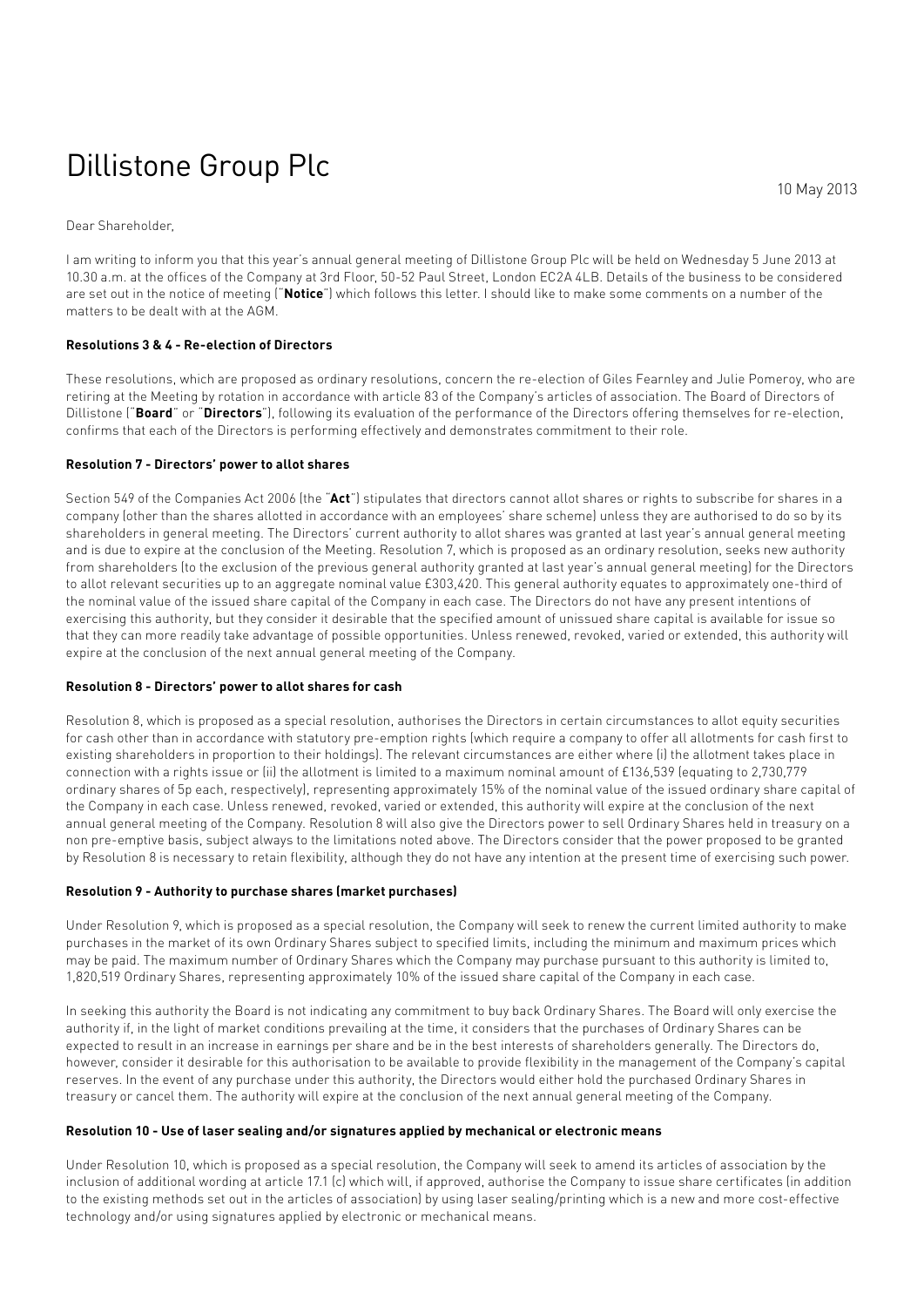# Dillistone Group Plc

10 May 2013

Dear Shareholder,

I am writing to inform you that this year's annual general meeting of Dillistone Group Plc will be held on Wednesday 5 June 2013 at 10.30 a.m. at the offices of the Company at 3rd Floor, 50-52 Paul Street, London EC2A 4LB. Details of the business to be considered are set out in the notice of meeting ("**Notice**") which follows this letter. I should like to make some comments on a number of the matters to be dealt with at the AGM.

**Resolutions 3 & 4 - Re-election of Directors**

These resolutions, which are proposed as ordinary resolutions, concern the re-election of Giles Fearnley and Julie Pomeroy, who are retiring at the Meeting by rotation in accordance with article 83 of the Company's articles of association. The Board of Directors of Dillistone ("**Board**" or "**Directors**"), following its evaluation of the performance of the Directors offering themselves for re-election, confirms that each of the Directors is performing effectively and demonstrates commitment to their role.

**Resolution 7 - Directors' power to allot shares**

Section 549 of the Companies Act 2006 (the "**Act**") stipulates that directors cannot allot shares or rights to subscribe for shares in a company (other than the shares allotted in accordance with an employees' share scheme) unless they are authorised to do so by its shareholders in general meeting. The Directors' current authority to allot shares was granted at last year's annual general meeting and is due to expire at the conclusion of the Meeting. Resolution 7, which is proposed as an ordinary resolution, seeks new authority from shareholders (to the exclusion of the previous general authority granted at last year's annual general meeting) for the Directors to allot relevant securities up to an aggregate nominal value £303,420. This general authority equates to approximately one-third of the nominal value of the issued share capital of the Company in each case. The Directors do not have any present intentions of exercising this authority, but they consider it desirable that the specified amount of unissued share capital is available for issue so that they can more readily take advantage of possible opportunities. Unless renewed, revoked, varied or extended, this authority will expire at the conclusion of the next annual general meeting of the Company.

**Resolution 8 - Directors' power to allot shares for cash**

Resolution 8, which is proposed as a special resolution, authorises the Directors in certain circumstances to allot equity securities for cash other than in accordance with statutory pre-emption rights (which require a company to offer all allotments for cash first to existing shareholders in proportion to their holdings). The relevant circumstances are either where (i) the allotment takes place in connection with a rights issue or (ii) the allotment is limited to a maximum nominal amount of £136,539 (equating to 2,730,779 ordinary shares of 5p each, respectively), representing approximately 15% of the nominal value of the issued ordinary share capital of the Company in each case. Unless renewed, revoked, varied or extended, this authority will expire at the conclusion of the next annual general meeting of the Company. Resolution 8 will also give the Directors power to sell Ordinary Shares held in treasury on a non pre-emptive basis, subject always to the limitations noted above. The Directors consider that the power proposed to be granted by Resolution 8 is necessary to retain flexibility, although they do not have any intention at the present time of exercising such power.

**Resolution 9 - Authority to purchase shares (market purchases)**

Under Resolution 9, which is proposed as a special resolution, the Company will seek to renew the current limited authority to make purchases in the market of its own Ordinary Shares subject to specified limits, including the minimum and maximum prices which may be paid. The maximum number of Ordinary Shares which the Company may purchase pursuant to this authority is limited to, 1,820,519 Ordinary Shares, representing approximately 10% of the issued share capital of the Company in each case.

In seeking this authority the Board is not indicating any commitment to buy back Ordinary Shares. The Board will only exercise the authority if, in the light of market conditions prevailing at the time, it considers that the purchases of Ordinary Shares can be expected to result in an increase in earnings per share and be in the best interests of shareholders generally. The Directors do, however, consider it desirable for this authorisation to be available to provide flexibility in the management of the Company's capital reserves. In the event of any purchase under this authority, the Directors would either hold the purchased Ordinary Shares in treasury or cancel them. The authority will expire at the conclusion of the next annual general meeting of the Company.

**Resolution 10 - Use of laser sealing and/or signatures applied by mechanical or electronic means**

Under Resolution 10, which is proposed as a special resolution, the Company will seek to amend its articles of association by the inclusion of additional wording at article 17.1 (c) which will, if approved, authorise the Company to issue share certificates (in addition to the existing methods set out in the articles of association) by using laser sealing/printing which is a new and more cost-effective technology and/or using signatures applied by electronic or mechanical means.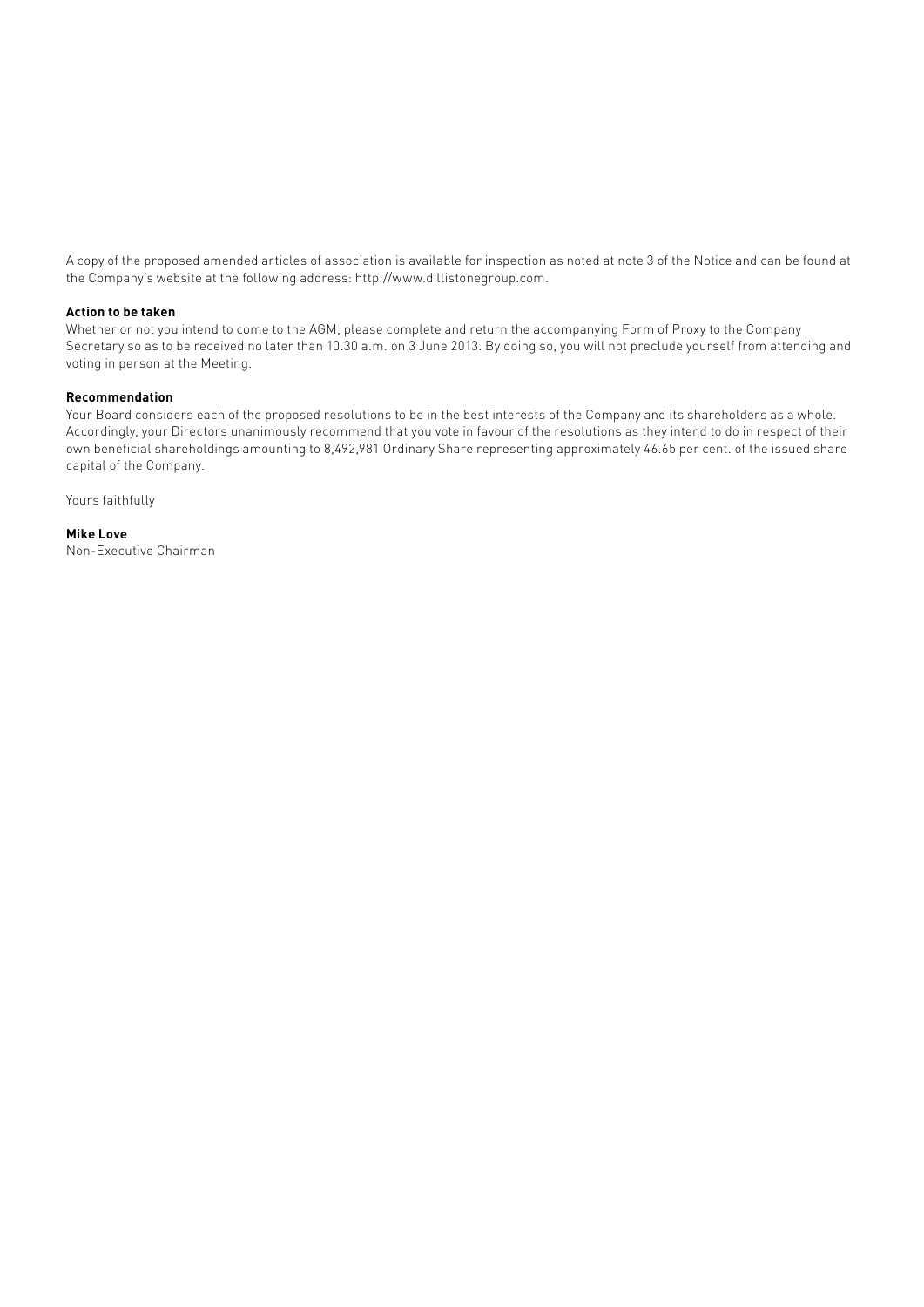A copy of the proposed amended articles of association is available for inspection as noted at note 3 of the Notice and can be found at the Company's website at the following address: http://www.dillistonegroup.com.

**Action to be taken**

Whether or not you intend to come to the AGM, please complete and return the accompanying Form of Proxy to the Company Secretary so as to be received no later than 10.30 a.m. on 3 June 2013. By doing so, you will not preclude yourself from attending and voting in person at the Meeting.

**Recommendation**

Your Board considers each of the proposed resolutions to be in the best interests of the Company and its shareholders as a whole. Accordingly, your Directors unanimously recommend that you vote in favour of the resolutions as they intend to do in respect of their own beneficial shareholdings amounting to 8,492,981 Ordinary Share representing approximately 46.65 per cent. of the issued share capital of the Company.

Yours faithfully

**Mike Love**
Non-Executive Chairman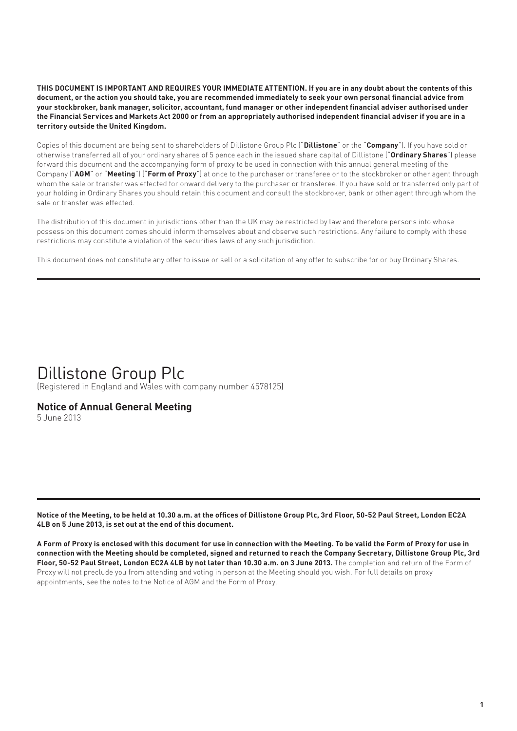**THIS DOCUMENT IS IMPORTANT AND REQUIRES YOUR IMMEDIATE ATTENTION. If you are in any doubt about the contents of this document, or the action you should take, you are recommended immediately to seek your own personal financial advice from your stockbroker, bank manager, solicitor, accountant, fund manager or other independent financial adviser authorised under the Financial Services and Markets Act 2000 or from an appropriately authorised independent financial adviser if you are in a territory outside the United Kingdom.**

Copies of this document are being sent to shareholders of Dillistone Group Plc ("**Dillistone**" or the "**Company**"). If you have sold or otherwise transferred all of your ordinary shares of 5 pence each in the issued share capital of Dillistone ("**Ordinary Shares**") please forward this document and the accompanying form of proxy to be used in connection with this annual general meeting of the Company ("**AGM**" or "**Meeting**") ("**Form of Proxy**") at once to the purchaser or transferee or to the stockbroker or other agent through whom the sale or transfer was effected for onward delivery to the purchaser or transferee. If you have sold or transferred only part of your holding in Ordinary Shares you should retain this document and consult the stockbroker, bank or other agent through whom the sale or transfer was effected.

The distribution of this document in jurisdictions other than the UK may be restricted by law and therefore persons into whose possession this document comes should inform themselves about and observe such restrictions. Any failure to comply with these restrictions may constitute a violation of the securities laws of any such jurisdiction.

This document does not constitute any offer to issue or sell or a solicitation of any offer to subscribe for or buy Ordinary Shares.

---

# Dillistone Group Plc

(Registered in England and Wales with company number 4578125)

## Notice of Annual General Meeting

5 June 2013

---

**Notice of the Meeting, to be held at 10.30 a.m. at the offices of Dillistone Group Plc, 3rd Floor, 50-52 Paul Street, London EC2A 4LB on 5 June 2013, is set out at the end of this document.**

**A Form of Proxy is enclosed with this document for use in connection with the Meeting. To be valid the Form of Proxy for use in connection with the Meeting should be completed, signed and returned to reach the Company Secretary, Dillistone Group Plc, 3rd Floor, 50-52 Paul Street, London EC2A 4LB by not later than 10.30 a.m. on 3 June 2013.** The completion and return of the Form of Proxy will not preclude you from attending and voting in person at the Meeting should you wish. For full details on proxy appointments, see the notes to the Notice of AGM and the Form of Proxy.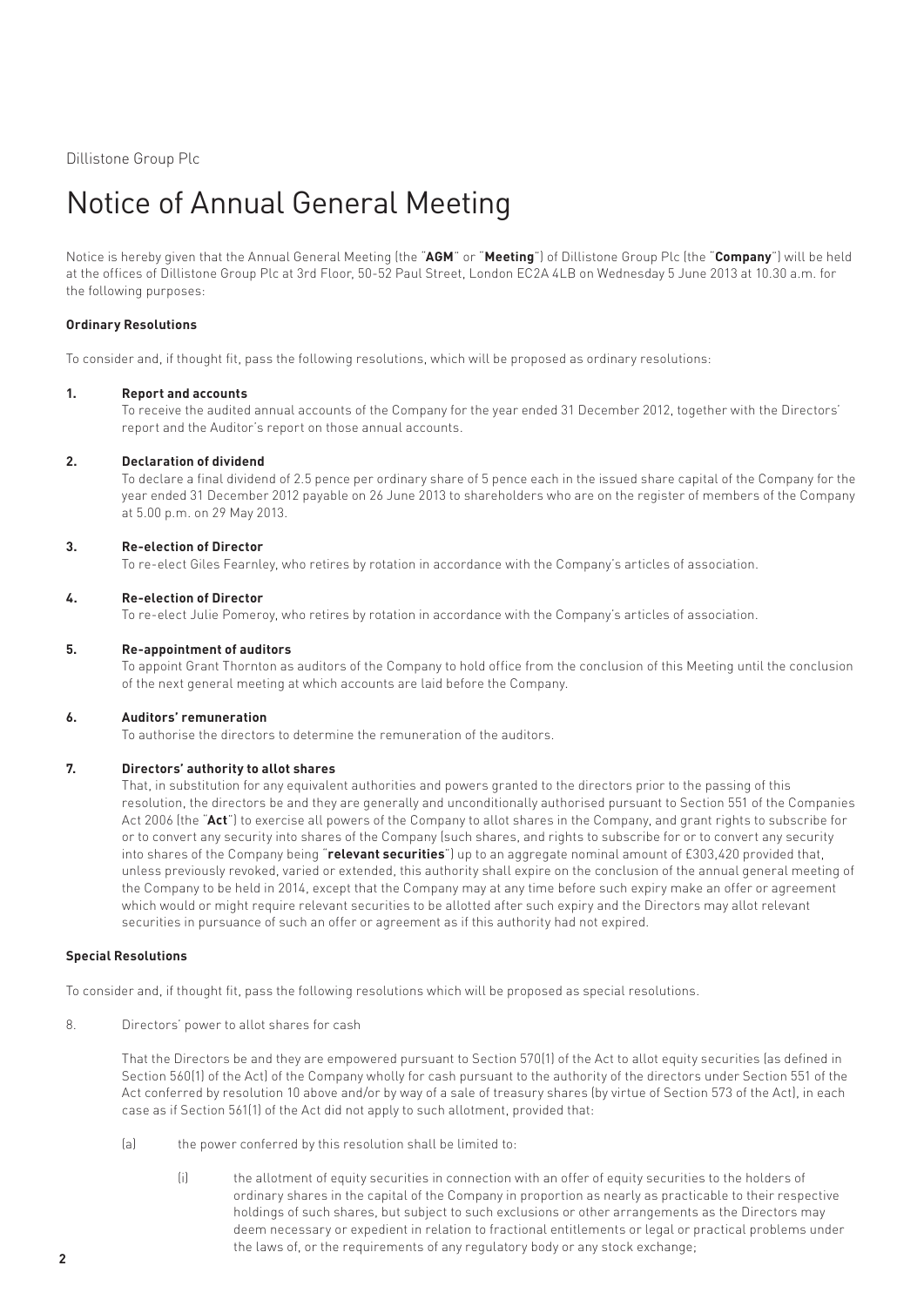Dillistone Group Plc

# Notice of Annual General Meeting

Notice is hereby given that the Annual General Meeting (the "**AGM**" or "**Meeting**") of Dillistone Group Plc (the "**Company**") will be held at the offices of Dillistone Group Plc at 3rd Floor, 50-52 Paul Street, London EC2A 4LB on Wednesday 5 June 2013 at 10.30 a.m. for the following purposes:

**Ordinary Resolutions**

To consider and, if thought fit, pass the following resolutions, which will be proposed as ordinary resolutions:

**1. Report and accounts**

To receive the audited annual accounts of the Company for the year ended 31 December 2012, together with the Directors' report and the Auditor's report on those annual accounts.

**2. Declaration of dividend**

To declare a final dividend of 2.5 pence per ordinary share of 5 pence each in the issued share capital of the Company for the year ended 31 December 2012 payable on 26 June 2013 to shareholders who are on the register of members of the Company at 5.00 p.m. on 29 May 2013.

**3. Re-election of Director**

To re-elect Giles Fearnley, who retires by rotation in accordance with the Company's articles of association.

**4. Re-election of Director**

To re-elect Julie Pomeroy, who retires by rotation in accordance with the Company's articles of association.

**5. Re-appointment of auditors**

To appoint Grant Thornton as auditors of the Company to hold office from the conclusion of this Meeting until the conclusion of the next general meeting at which accounts are laid before the Company.

**6. Auditors' remuneration**

To authorise the directors to determine the remuneration of the auditors.

**7. Directors' authority to allot shares**

That, in substitution for any equivalent authorities and powers granted to the directors prior to the passing of this resolution, the directors be and they are generally and unconditionally authorised pursuant to Section 551 of the Companies Act 2006 (the "**Act**") to exercise all powers of the Company to allot shares in the Company, and grant rights to subscribe for or to convert any security into shares of the Company (such shares, and rights to subscribe for or to convert any security into shares of the Company being "**relevant securities**") up to an aggregate nominal amount of £303,420 provided that, unless previously revoked, varied or extended, this authority shall expire on the conclusion of the annual general meeting of the Company to be held in 2014, except that the Company may at any time before such expiry make an offer or agreement which would or might require relevant securities to be allotted after such expiry and the Directors may allot relevant securities in pursuance of such an offer or agreement as if this authority had not expired.

**Special Resolutions**

To consider and, if thought fit, pass the following resolutions which will be proposed as special resolutions.

8. Directors' power to allot shares for cash

That the Directors be and they are empowered pursuant to Section 570(1) of the Act to allot equity securities (as defined in Section 560(1) of the Act) of the Company wholly for cash pursuant to the authority of the directors under Section 551 of the Act conferred by resolution 10 above and/or by way of a sale of treasury shares (by virtue of Section 573 of the Act), in each case as if Section 561(1) of the Act did not apply to such allotment, provided that:

(a) the power conferred by this resolution shall be limited to:

(i) the allotment of equity securities in connection with an offer of equity securities to the holders of ordinary shares in the capital of the Company in proportion as nearly as practicable to their respective holdings of such shares, but subject to such exclusions or other arrangements as the Directors may deem necessary or expedient in relation to fractional entitlements or legal or practical problems under the laws of, or the requirements of any regulatory body or any stock exchange;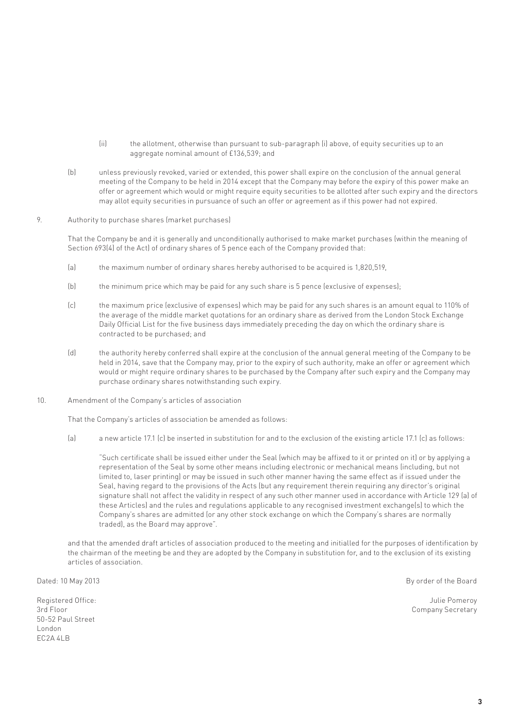(ii) the allotment, otherwise than pursuant to sub-paragraph (i) above, of equity securities up to an aggregate nominal amount of £136,539; and

(b) unless previously revoked, varied or extended, this power shall expire on the conclusion of the annual general meeting of the Company to be held in 2014 except that the Company may before the expiry of this power make an offer or agreement which would or might require equity securities to be allotted after such expiry and the directors may allot equity securities in pursuance of such an offer or agreement as if this power had not expired.

9. Authority to purchase shares (market purchases)

That the Company be and it is generally and unconditionally authorised to make market purchases (within the meaning of Section 693(4) of the Act) of ordinary shares of 5 pence each of the Company provided that:

(a) the maximum number of ordinary shares hereby authorised to be acquired is 1,820,519,

(b) the minimum price which may be paid for any such share is 5 pence (exclusive of expenses);

(c) the maximum price (exclusive of expenses) which may be paid for any such shares is an amount equal to 110% of the average of the middle market quotations for an ordinary share as derived from the London Stock Exchange Daily Official List for the five business days immediately preceding the day on which the ordinary share is contracted to be purchased; and

(d) the authority hereby conferred shall expire at the conclusion of the annual general meeting of the Company to be held in 2014, save that the Company may, prior to the expiry of such authority, make an offer or agreement which would or might require ordinary shares to be purchased by the Company after such expiry and the Company may purchase ordinary shares notwithstanding such expiry.

10. Amendment of the Company's articles of association

That the Company's articles of association be amended as follows:

(a) a new article 17.1 (c) be inserted in substitution for and to the exclusion of the existing article 17.1 (c) as follows:

"Such certificate shall be issued either under the Seal (which may be affixed to it or printed on it) or by applying a representation of the Seal by some other means including electronic or mechanical means (including, but not limited to, laser printing) or may be issued in such other manner having the same effect as if issued under the Seal, having regard to the provisions of the Acts (but any requirement therein requiring any director's original signature shall not affect the validity in respect of any such other manner used in accordance with Article 129 (a) of these Articles) and the rules and regulations applicable to any recognised investment exchange(s) to which the Company's shares are admitted (or any other stock exchange on which the Company's shares are normally traded), as the Board may approve".

and that the amended draft articles of association produced to the meeting and initialled for the purposes of identification by the chairman of the meeting be and they are adopted by the Company in substitution for, and to the exclusion of its existing articles of association.

Dated: 10 May 2013

By order of the Board

Julie Pomeroy
Company Secretary

Registered Office:
3rd Floor
50-52 Paul Street
London
EC2A 4LB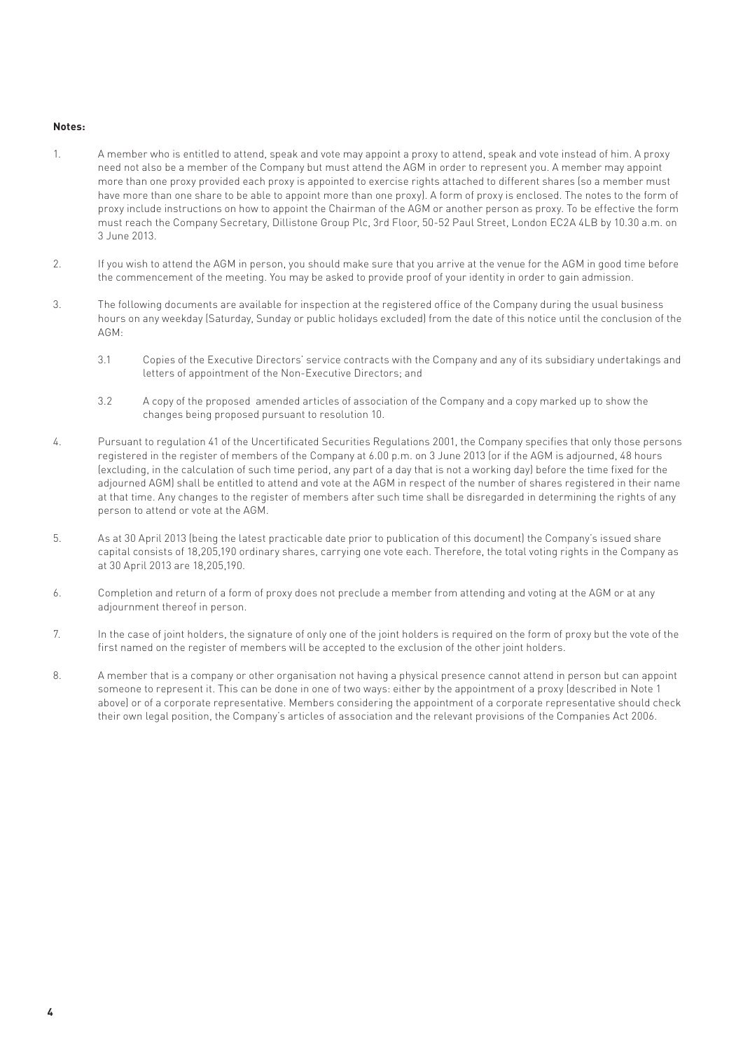**Notes:**

1. A member who is entitled to attend, speak and vote may appoint a proxy to attend, speak and vote instead of him. A proxy need not also be a member of the Company but must attend the AGM in order to represent you. A member may appoint more than one proxy provided each proxy is appointed to exercise rights attached to different shares (so a member must have more than one share to be able to appoint more than one proxy). A form of proxy is enclosed. The notes to the form of proxy include instructions on how to appoint the Chairman of the AGM or another person as proxy. To be effective the form must reach the Company Secretary, Dillistone Group Plc, 3rd Floor, 50-52 Paul Street, London EC2A 4LB by 10.30 a.m. on 3 June 2013.

2. If you wish to attend the AGM in person, you should make sure that you arrive at the venue for the AGM in good time before the commencement of the meeting. You may be asked to provide proof of your identity in order to gain admission.

3. The following documents are available for inspection at the registered office of the Company during the usual business hours on any weekday (Saturday, Sunday or public holidays excluded) from the date of this notice until the conclusion of the AGM:

   3.1 Copies of the Executive Directors' service contracts with the Company and any of its subsidiary undertakings and letters of appointment of the Non-Executive Directors; and

   3.2 A copy of the proposed amended articles of association of the Company and a copy marked up to show the changes being proposed pursuant to resolution 10.

4. Pursuant to regulation 41 of the Uncertificated Securities Regulations 2001, the Company specifies that only those persons registered in the register of members of the Company at 6.00 p.m. on 3 June 2013 (or if the AGM is adjourned, 48 hours (excluding, in the calculation of such time period, any part of a day that is not a working day) before the time fixed for the adjourned AGM) shall be entitled to attend and vote at the AGM in respect of the number of shares registered in their name at that time. Any changes to the register of members after such time shall be disregarded in determining the rights of any person to attend or vote at the AGM.

5. As at 30 April 2013 (being the latest practicable date prior to publication of this document) the Company's issued share capital consists of 18,205,190 ordinary shares, carrying one vote each. Therefore, the total voting rights in the Company as at 30 April 2013 are 18,205,190.

6. Completion and return of a form of proxy does not preclude a member from attending and voting at the AGM or at any adjournment thereof in person.

7. In the case of joint holders, the signature of only one of the joint holders is required on the form of proxy but the vote of the first named on the register of members will be accepted to the exclusion of the other joint holders.

8. A member that is a company or other organisation not having a physical presence cannot attend in person but can appoint someone to represent it. This can be done in one of two ways: either by the appointment of a proxy (described in Note 1 above) or of a corporate representative. Members considering the appointment of a corporate representative should check their own legal position, the Company's articles of association and the relevant provisions of the Companies Act 2006.